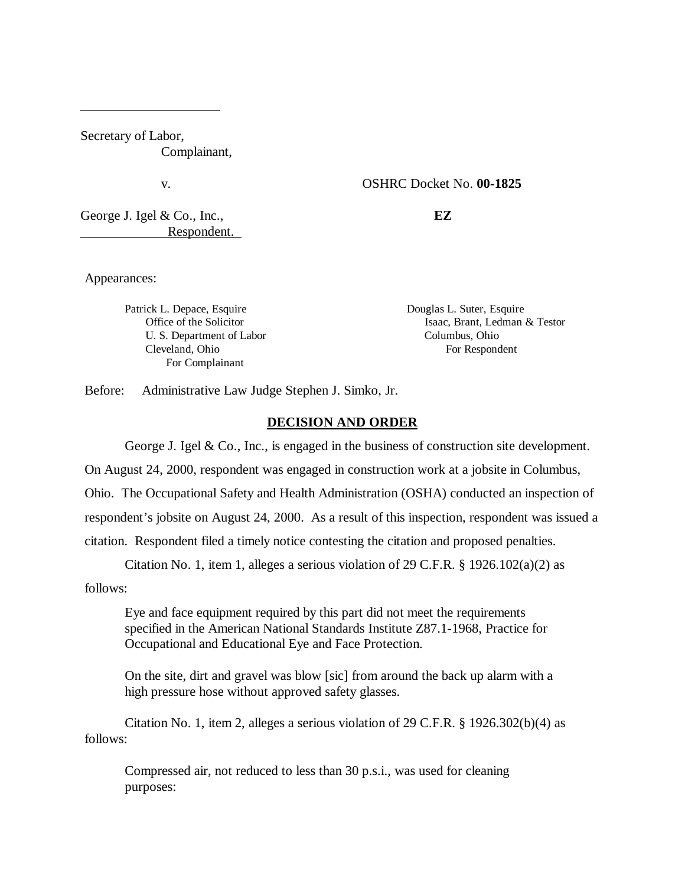Secretary of Labor,
Complainant,

v.

OSHRC Docket No. **00-1825**

George J. Igel & Co., Inc.,
Respondent.

**EZ**

Appearances:

Patrick L. Depace, Esquire
Office of the Solicitor
U. S. Department of Labor
Cleveland, Ohio
For Complainant

Douglas L. Suter, Esquire
Isaac, Brant, Ledman & Testor
Columbus, Ohio
For Respondent

Before: Administrative Law Judge Stephen J. Simko, Jr.

## DECISION AND ORDER

George J. Igel & Co., Inc., is engaged in the business of construction site development. On August 24, 2000, respondent was engaged in construction work at a jobsite in Columbus, Ohio. The Occupational Safety and Health Administration (OSHA) conducted an inspection of respondent's jobsite on August 24, 2000. As a result of this inspection, respondent was issued a citation. Respondent filed a timely notice contesting the citation and proposed penalties.

Citation No. 1, item 1, alleges a serious violation of 29 C.F.R. § 1926.102(a)(2) as follows:

> Eye and face equipment required by this part did not meet the requirements specified in the American National Standards Institute Z87.1-1968, Practice for Occupational and Educational Eye and Face Protection.
>
> On the site, dirt and gravel was blow [sic] from around the back up alarm with a high pressure hose without approved safety glasses.

Citation No. 1, item 2, alleges a serious violation of 29 C.F.R. § 1926.302(b)(4) as follows:

> Compressed air, not reduced to less than 30 p.s.i., was used for cleaning purposes: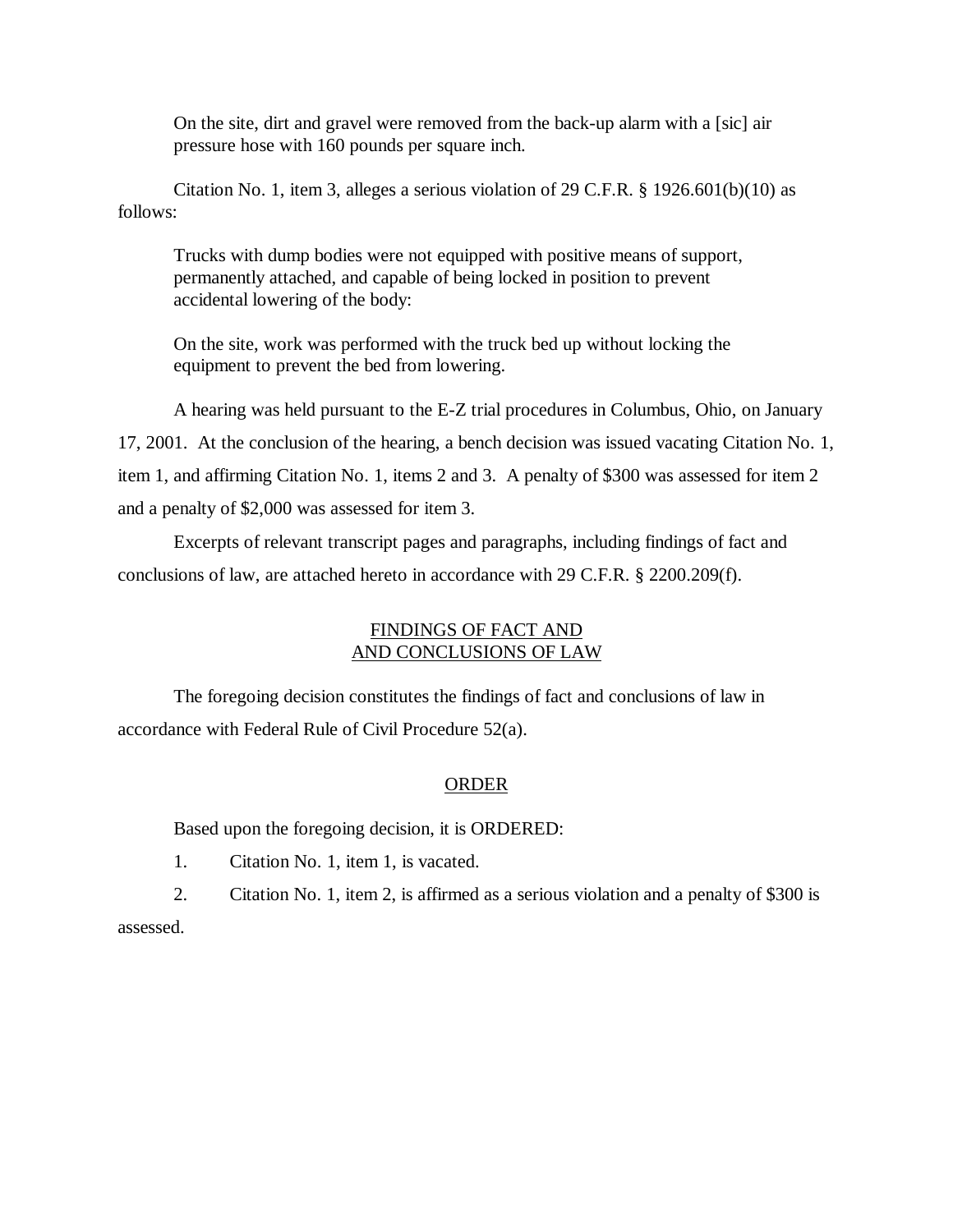> On the site, dirt and gravel were removed from the back-up alarm with a [sic] air pressure hose with 160 pounds per square inch.

Citation No. 1, item 3, alleges a serious violation of 29 C.F.R. § 1926.601(b)(10) as follows:

> Trucks with dump bodies were not equipped with positive means of support, permanently attached, and capable of being locked in position to prevent accidental lowering of the body:
>
> On the site, work was performed with the truck bed up without locking the equipment to prevent the bed from lowering.

A hearing was held pursuant to the E-Z trial procedures in Columbus, Ohio, on January 17, 2001. At the conclusion of the hearing, a bench decision was issued vacating Citation No. 1, item 1, and affirming Citation No. 1, items 2 and 3. A penalty of $300 was assessed for item 2 and a penalty of $2,000 was assessed for item 3.

Excerpts of relevant transcript pages and paragraphs, including findings of fact and conclusions of law, are attached hereto in accordance with 29 C.F.R. § 2200.209(f).

## FINDINGS OF FACT AND AND CONCLUSIONS OF LAW

The foregoing decision constitutes the findings of fact and conclusions of law in accordance with Federal Rule of Civil Procedure 52(a).

## ORDER

Based upon the foregoing decision, it is ORDERED:

1. Citation No. 1, item 1, is vacated.

2. Citation No. 1, item 2, is affirmed as a serious violation and a penalty of $300 is assessed.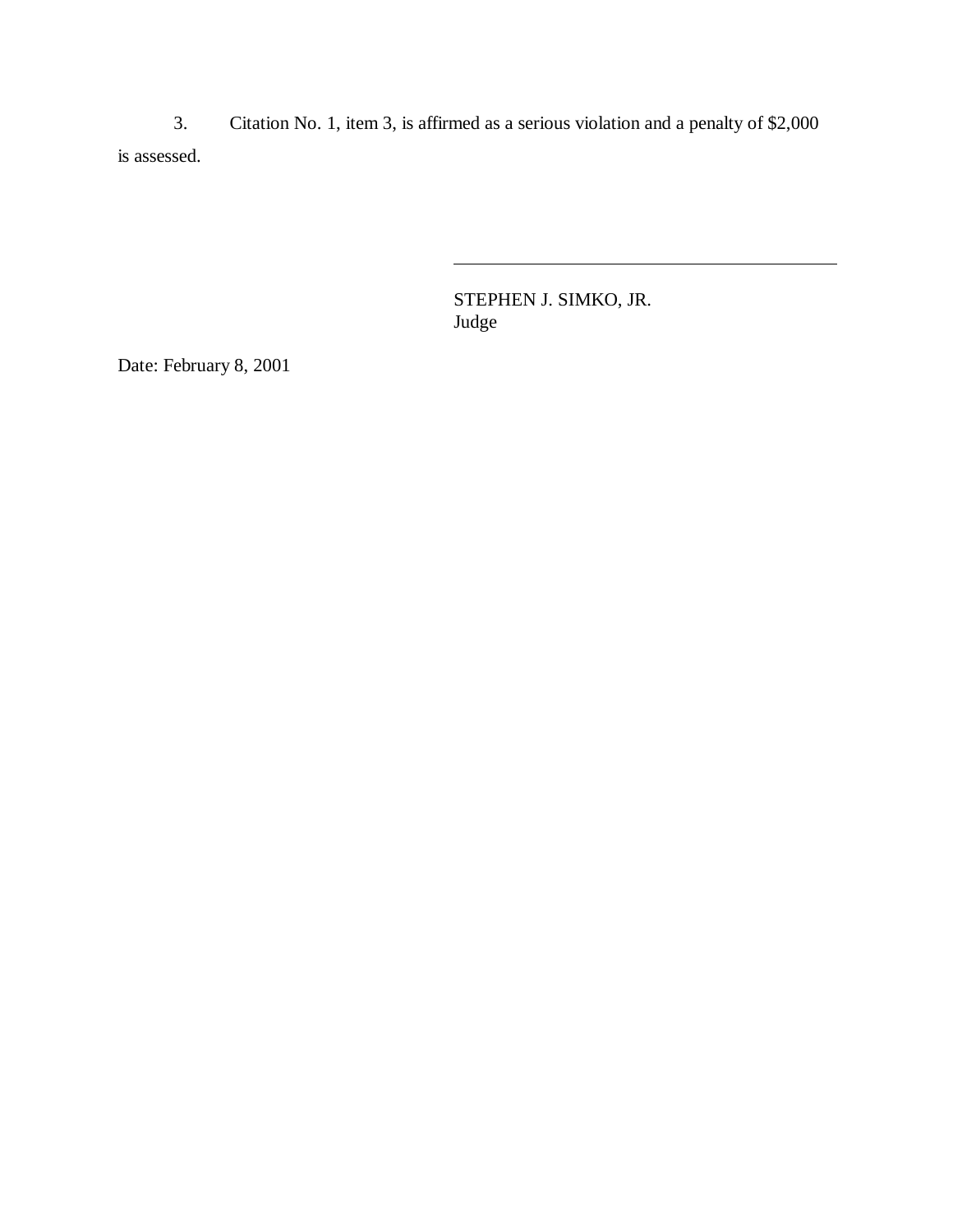3. Citation No. 1, item 3, is affirmed as a serious violation and a penalty of $2,000 is assessed.

STEPHEN J. SIMKO, JR.
Judge

Date: February 8, 2001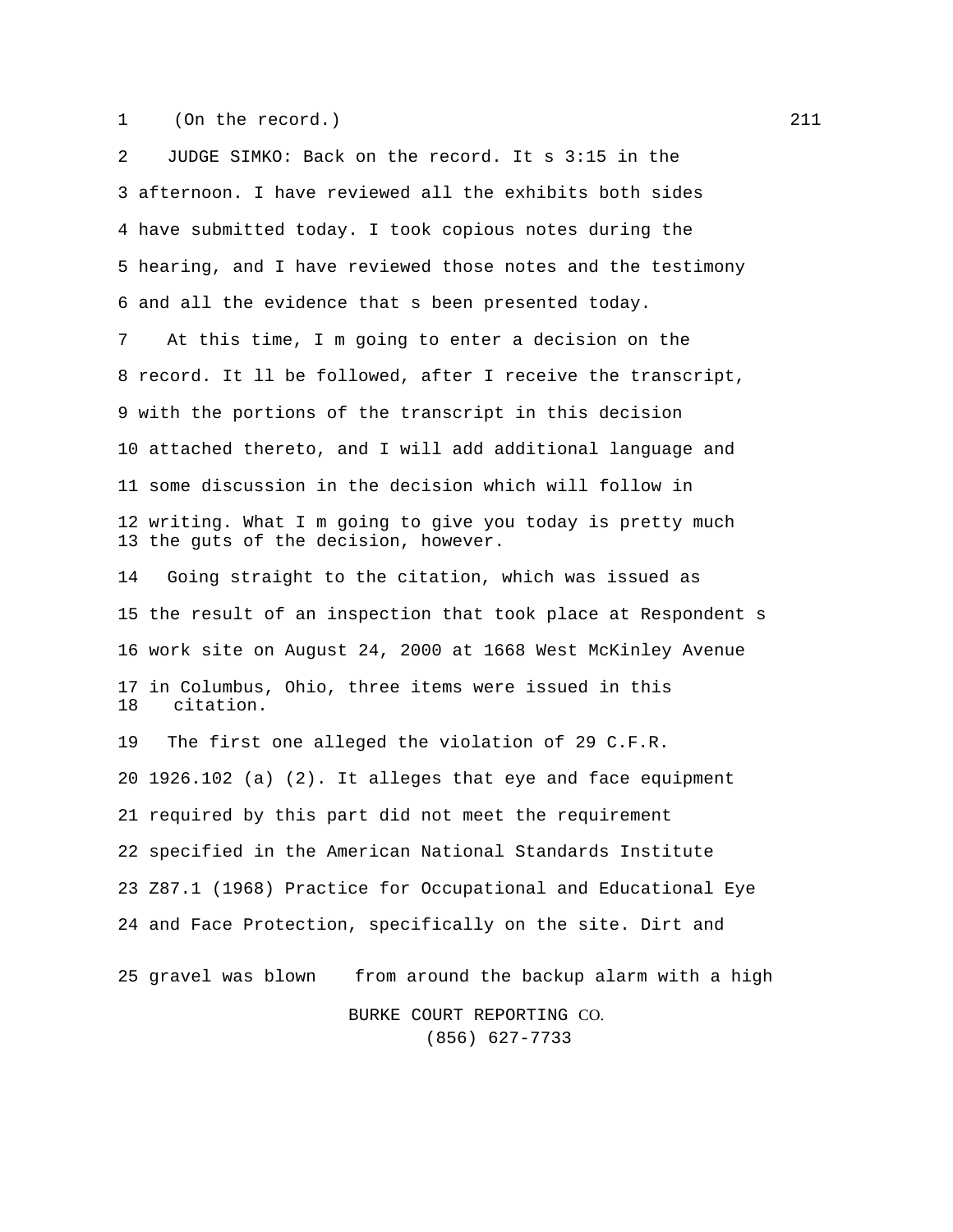1 (On the record.)

2 JUDGE SIMKO: Back on the record. It s 3:15 in the

3 afternoon. I have reviewed all the exhibits both sides

4 have submitted today. I took copious notes during the

5 hearing, and I have reviewed those notes and the testimony

6 and all the evidence that s been presented today.

7 At this time, I m going to enter a decision on the

8 record. It ll be followed, after I receive the transcript,

9 with the portions of the transcript in this decision

10 attached thereto, and I will add additional language and

11 some discussion in the decision which will follow in

12 writing. What I m going to give you today is pretty much
13 the guts of the decision, however.

14 Going straight to the citation, which was issued as

15 the result of an inspection that took place at Respondent s

16 work site on August 24, 2000 at 1668 West McKinley Avenue

17 in Columbus, Ohio, three items were issued in this
18 citation.

19 The first one alleged the violation of 29 C.F.R.

20 1926.102 (a) (2). It alleges that eye and face equipment

21 required by this part did not meet the requirement

22 specified in the American National Standards Institute

23 Z87.1 (1968) Practice for Occupational and Educational Eye

24 and Face Protection, specifically on the site. Dirt and

25 gravel was blown from around the backup alarm with a high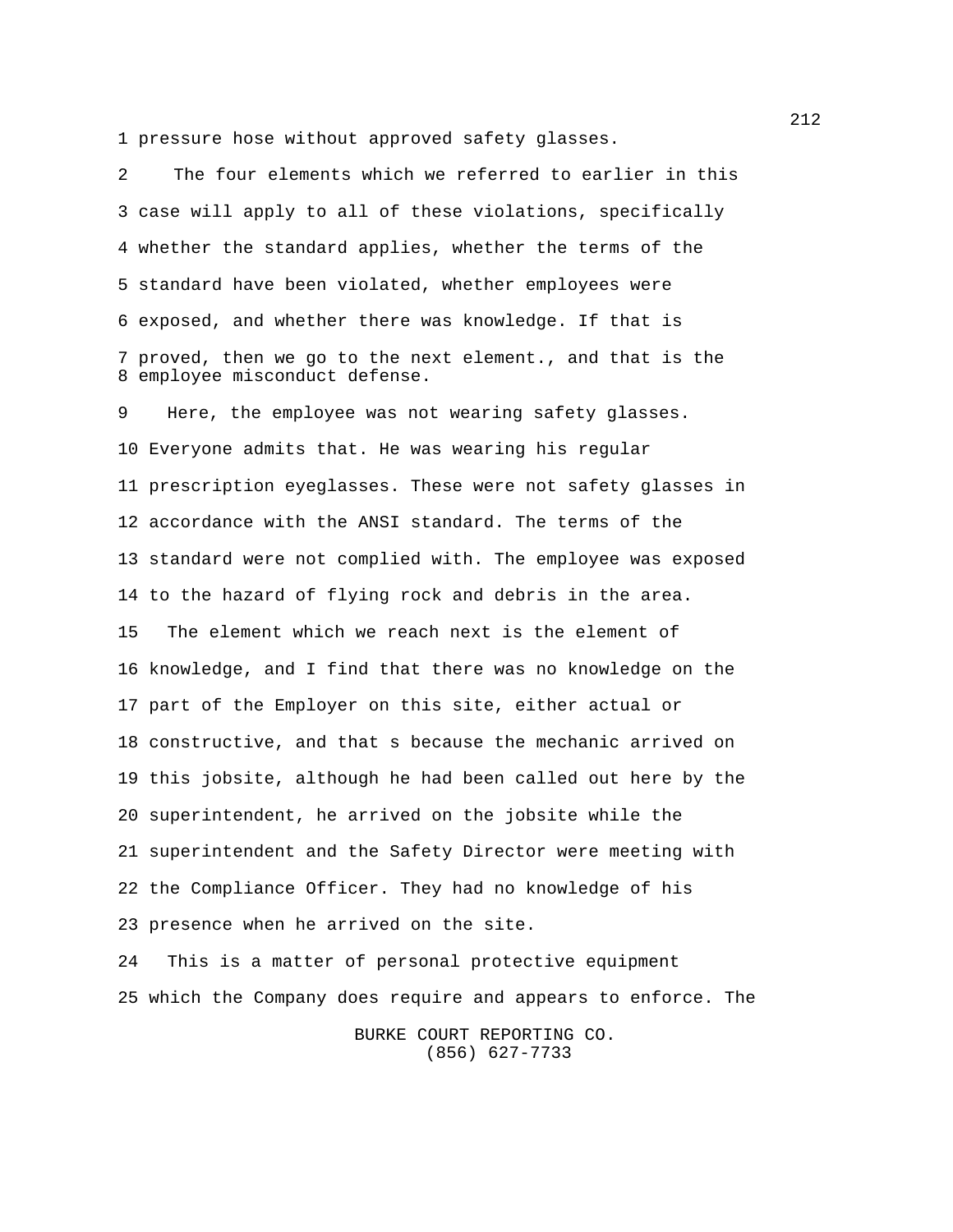1 pressure hose without approved safety glasses.

2 The four elements which we referred to earlier in this

3 case will apply to all of these violations, specifically

4 whether the standard applies, whether the terms of the

5 standard have been violated, whether employees were

6 exposed, and whether there was knowledge. If that is

7 proved, then we go to the next element., and that is the
8 employee misconduct defense.

9 Here, the employee was not wearing safety glasses.

10 Everyone admits that. He was wearing his regular

11 prescription eyeglasses. These were not safety glasses in

12 accordance with the ANSI standard. The terms of the

13 standard were not complied with. The employee was exposed

14 to the hazard of flying rock and debris in the area.

15 The element which we reach next is the element of

16 knowledge, and I find that there was no knowledge on the

17 part of the Employer on this site, either actual or

18 constructive, and that s because the mechanic arrived on

19 this jobsite, although he had been called out here by the

20 superintendent, he arrived on the jobsite while the

21 superintendent and the Safety Director were meeting with

22 the Compliance Officer. They had no knowledge of his

23 presence when he arrived on the site.

24 This is a matter of personal protective equipment

25 which the Company does require and appears to enforce. The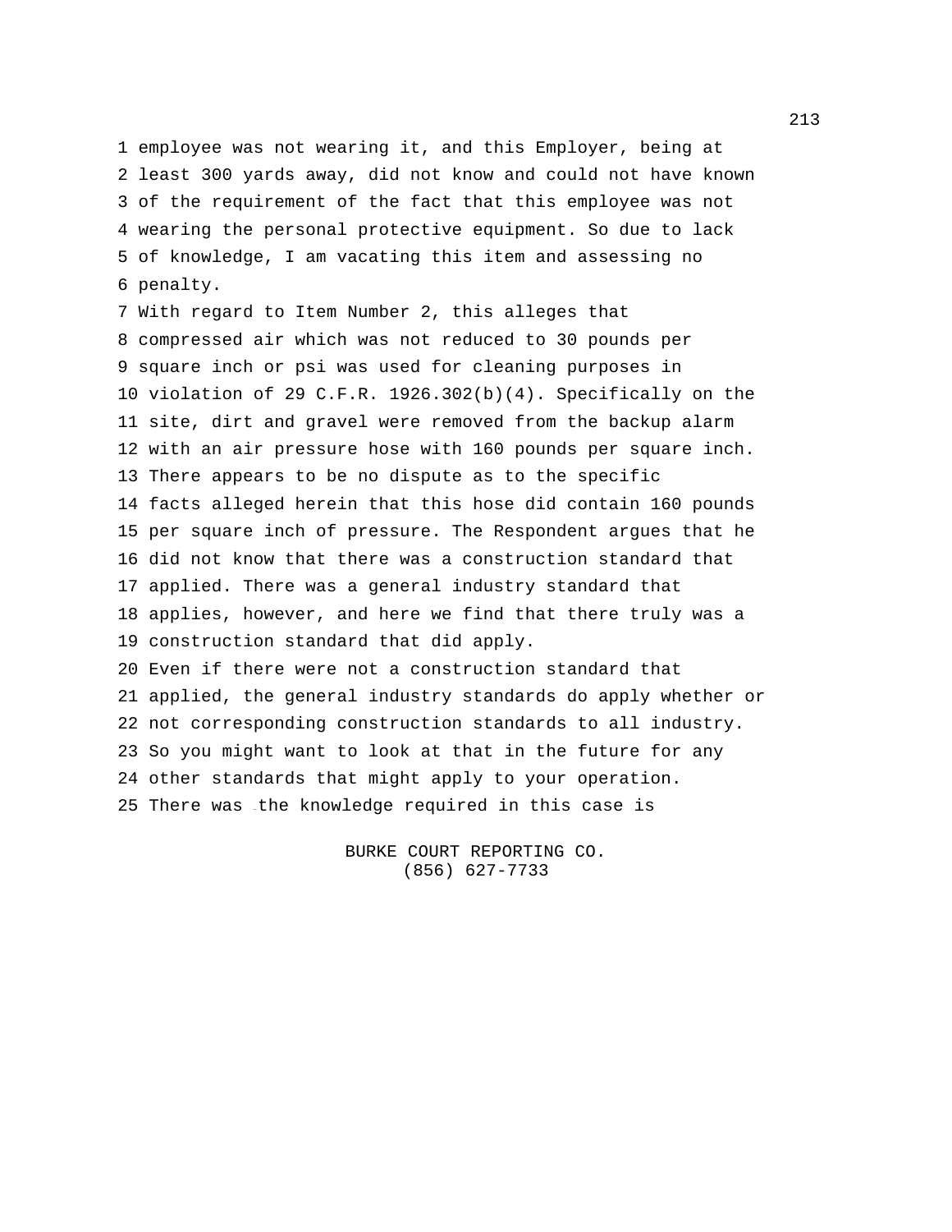1 employee was not wearing it, and this Employer, being at
2 least 300 yards away, did not know and could not have known
3 of the requirement of the fact that this employee was not
4 wearing the personal protective equipment. So due to lack
5 of knowledge, I am vacating this item and assessing no
6 penalty.
7 With regard to Item Number 2, this alleges that
8 compressed air which was not reduced to 30 pounds per
9 square inch or psi was used for cleaning purposes in
10 violation of 29 C.F.R. 1926.302(b)(4). Specifically on the
11 site, dirt and gravel were removed from the backup alarm
12 with an air pressure hose with 160 pounds per square inch.
13 There appears to be no dispute as to the specific
14 facts alleged herein that this hose did contain 160 pounds
15 per square inch of pressure. The Respondent argues that he
16 did not know that there was a construction standard that
17 applied. There was a general industry standard that
18 applies, however, and here we find that there truly was a
19 construction standard that did apply.
20 Even if there were not a construction standard that
21 applied, the general industry standards do apply whether or
22 not corresponding construction standards to all industry.
23 So you might want to look at that in the future for any
24 other standards that might apply to your operation.
25 There was the knowledge required in this case is

BURKE COURT REPORTING CO.
(856) 627-7733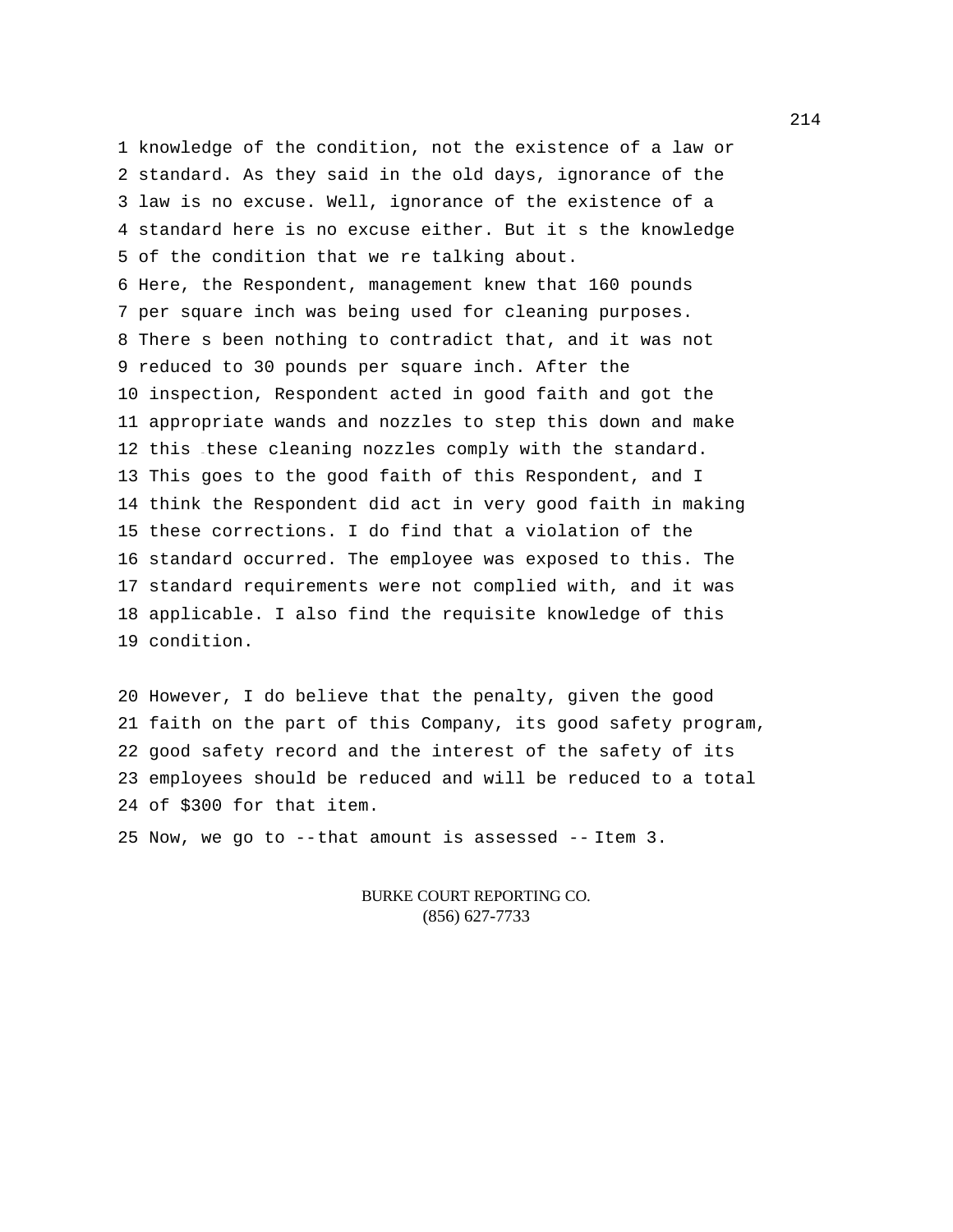1 knowledge of the condition, not the existence of a law or
2 standard. As they said in the old days, ignorance of the
3 law is no excuse. Well, ignorance of the existence of a
4 standard here is no excuse either. But it s the knowledge
5 of the condition that we re talking about.
6 Here, the Respondent, management knew that 160 pounds
7 per square inch was being used for cleaning purposes.
8 There s been nothing to contradict that, and it was not
9 reduced to 30 pounds per square inch. After the
10 inspection, Respondent acted in good faith and got the
11 appropriate wands and nozzles to step this down and make
12 this -these cleaning nozzles comply with the standard.
13 This goes to the good faith of this Respondent, and I
14 think the Respondent did act in very good faith in making
15 these corrections. I do find that a violation of the
16 standard occurred. The employee was exposed to this. The
17 standard requirements were not complied with, and it was
18 applicable. I also find the requisite knowledge of this
19 condition.

20 However, I do believe that the penalty, given the good
21 faith on the part of this Company, its good safety program,
22 good safety record and the interest of the safety of its
23 employees should be reduced and will be reduced to a total
24 of $300 for that item.

25 Now, we go to --that amount is assessed -- Item 3.

BURKE COURT REPORTING CO.
(856) 627-7733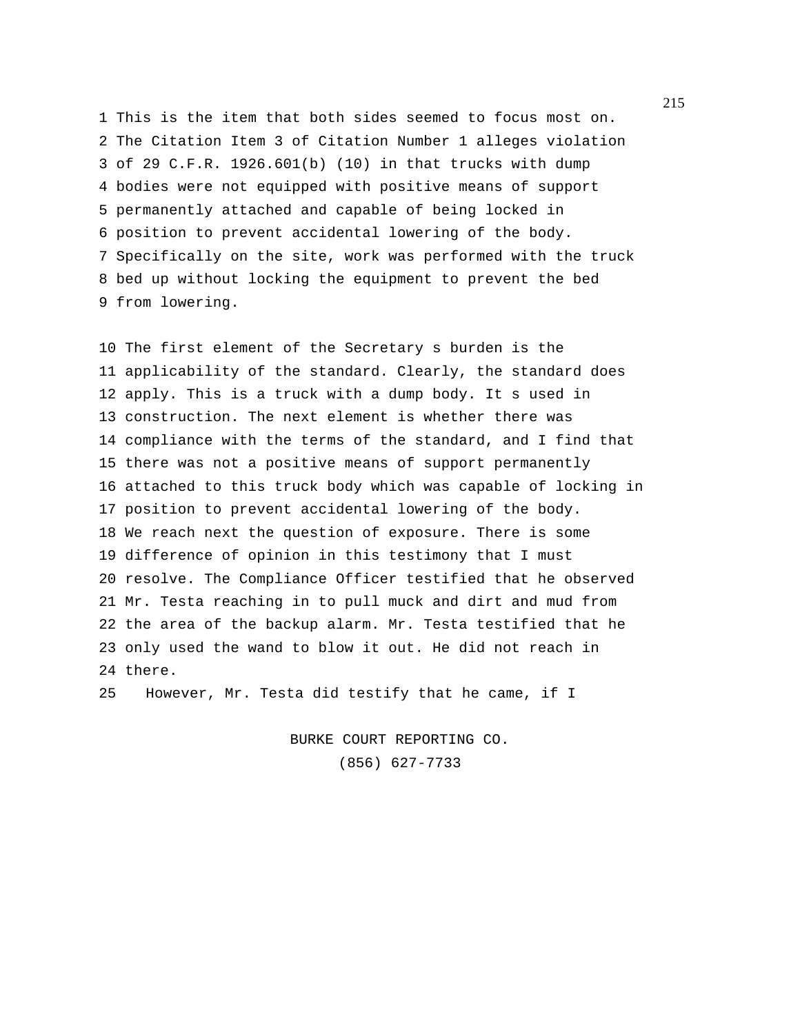1 This is the item that both sides seemed to focus most on.
2 The Citation Item 3 of Citation Number 1 alleges violation
3 of 29 C.F.R. 1926.601(b) (10) in that trucks with dump
4 bodies were not equipped with positive means of support
5 permanently attached and capable of being locked in
6 position to prevent accidental lowering of the body.
7 Specifically on the site, work was performed with the truck
8 bed up without locking the equipment to prevent the bed
9 from lowering.

10 The first element of the Secretary s burden is the
11 applicability of the standard. Clearly, the standard does
12 apply. This is a truck with a dump body. It s used in
13 construction. The next element is whether there was
14 compliance with the terms of the standard, and I find that
15 there was not a positive means of support permanently
16 attached to this truck body which was capable of locking in
17 position to prevent accidental lowering of the body.
18 We reach next the question of exposure. There is some
19 difference of opinion in this testimony that I must
20 resolve. The Compliance Officer testified that he observed
21 Mr. Testa reaching in to pull muck and dirt and mud from
22 the area of the backup alarm. Mr. Testa testified that he
23 only used the wand to blow it out. He did not reach in
24 there.
25 However, Mr. Testa did testify that he came, if I

BURKE COURT REPORTING CO.
(856) 627-7733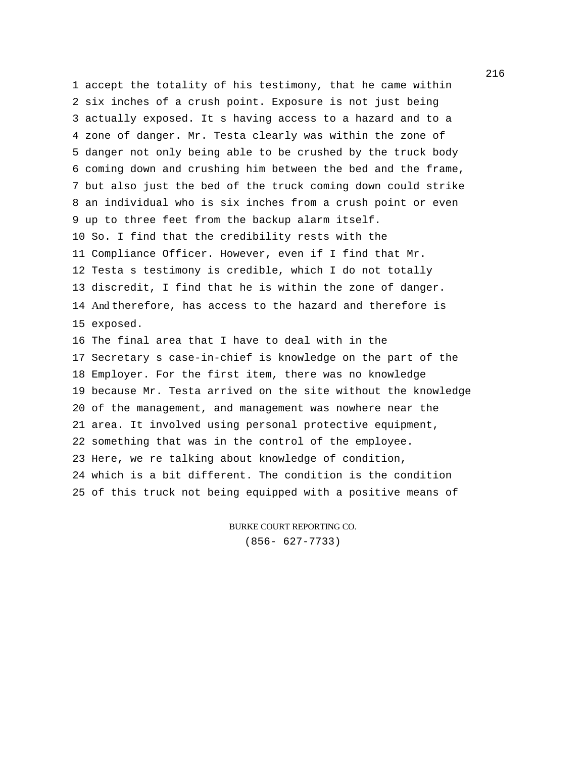1 accept the totality of his testimony, that he came within
2 six inches of a crush point. Exposure is not just being
3 actually exposed. It s having access to a hazard and to a
4 zone of danger. Mr. Testa clearly was within the zone of
5 danger not only being able to be crushed by the truck body
6 coming down and crushing him between the bed and the frame,
7 but also just the bed of the truck coming down could strike
8 an individual who is six inches from a crush point or even
9 up to three feet from the backup alarm itself.
10 So. I find that the credibility rests with the
11 Compliance Officer. However, even if I find that Mr.
12 Testa s testimony is credible, which I do not totally
13 discredit, I find that he is within the zone of danger.
14 And therefore, has access to the hazard and therefore is
15 exposed.
16 The final area that I have to deal with in the
17 Secretary s case-in-chief is knowledge on the part of the
18 Employer. For the first item, there was no knowledge
19 because Mr. Testa arrived on the site without the knowledge
20 of the management, and management was nowhere near the
21 area. It involved using personal protective equipment,
22 something that was in the control of the employee.
23 Here, we re talking about knowledge of condition,
24 which is a bit different. The condition is the condition
25 of this truck not being equipped with a positive means of

BURKE COURT REPORTING CO.
(856- 627-7733)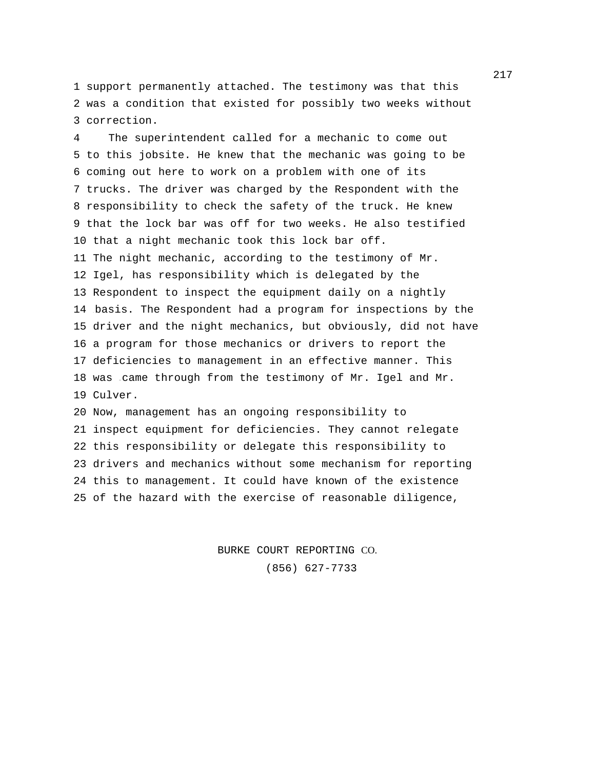1 support permanently attached. The testimony was that this
2 was a condition that existed for possibly two weeks without
3 correction.

4 The superintendent called for a mechanic to come out
5 to this jobsite. He knew that the mechanic was going to be
6 coming out here to work on a problem with one of its
7 trucks. The driver was charged by the Respondent with the
8 responsibility to check the safety of the truck. He knew
9 that the lock bar was off for two weeks. He also testified
10 that a night mechanic took this lock bar off.
11 The night mechanic, according to the testimony of Mr.
12 Igel, has responsibility which is delegated by the
13 Respondent to inspect the equipment daily on a nightly
14 basis. The Respondent had a program for inspections by the
15 driver and the night mechanics, but obviously, did not have
16 a program for those mechanics or drivers to report the
17 deficiencies to management in an effective manner. This
18 was came through from the testimony of Mr. Igel and Mr.
19 Culver.
20 Now, management has an ongoing responsibility to
21 inspect equipment for deficiencies. They cannot relegate
22 this responsibility or delegate this responsibility to
23 drivers and mechanics without some mechanism for reporting
24 this to management. It could have known of the existence
25 of the hazard with the exercise of reasonable diligence,

BURKE COURT REPORTING CO.
(856) 627-7733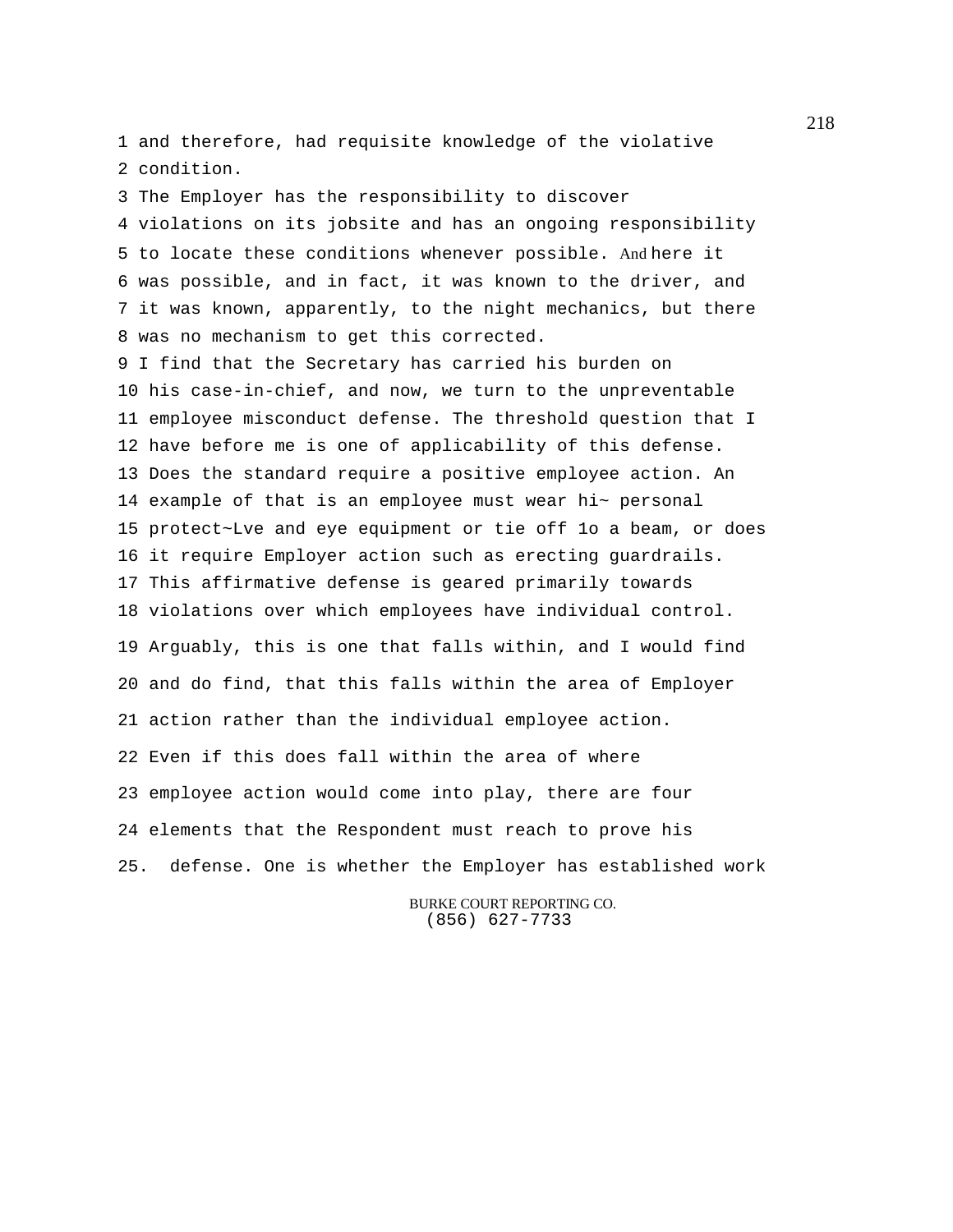1 and therefore, had requisite knowledge of the violative
2 condition.
3 The Employer has the responsibility to discover
4 violations on its jobsite and has an ongoing responsibility
5 to locate these conditions whenever possible. And here it
6 was possible, and in fact, it was known to the driver, and
7 it was known, apparently, to the night mechanics, but there
8 was no mechanism to get this corrected.
9 I find that the Secretary has carried his burden on
10 his case-in-chief, and now, we turn to the unpreventable
11 employee misconduct defense. The threshold question that I
12 have before me is one of applicability of this defense.
13 Does the standard require a positive employee action. An
14 example of that is an employee must wear hi~ personal
15 protect~Lve and eye equipment or tie off 1o a beam, or does
16 it require Employer action such as erecting guardrails.
17 This affirmative defense is geared primarily towards
18 violations over which employees have individual control.
19 Arguably, this is one that falls within, and I would find
20 and do find, that this falls within the area of Employer
21 action rather than the individual employee action.
22 Even if this does fall within the area of where
23 employee action would come into play, there are four
24 elements that the Respondent must reach to prove his
25. defense. One is whether the Employer has established work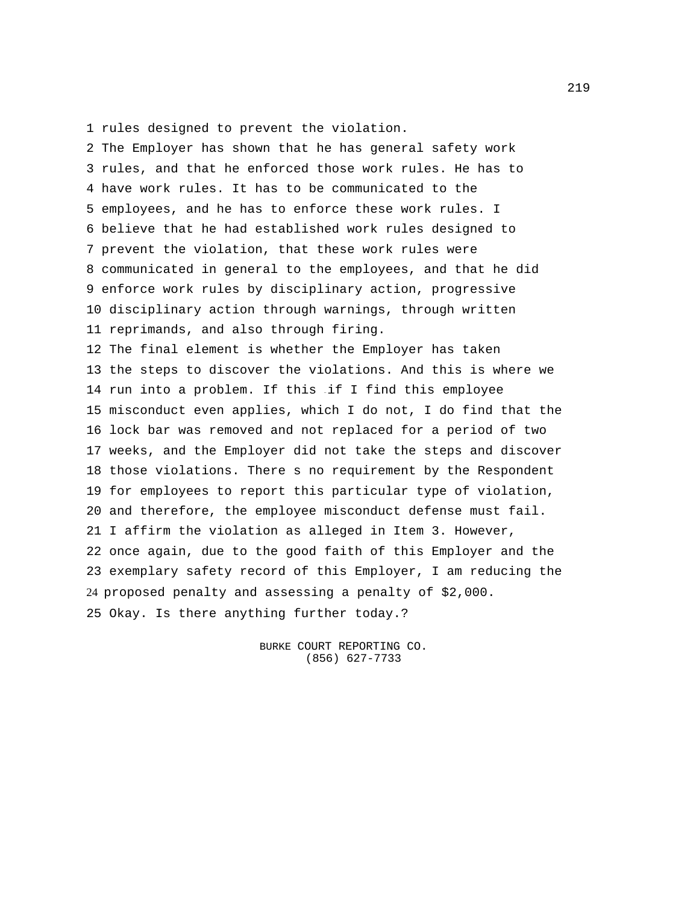1 rules designed to prevent the violation.
2 The Employer has shown that he has general safety work
3 rules, and that he enforced those work rules. He has to
4 have work rules. It has to be communicated to the
5 employees, and he has to enforce these work rules. I
6 believe that he had established work rules designed to
7 prevent the violation, that these work rules were
8 communicated in general to the employees, and that he did
9 enforce work rules by disciplinary action, progressive
10 disciplinary action through warnings, through written
11 reprimands, and also through firing.
12 The final element is whether the Employer has taken
13 the steps to discover the violations. And this is where we
14 run into a problem. If this if I find this employee
15 misconduct even applies, which I do not, I do find that the
16 lock bar was removed and not replaced for a period of two
17 weeks, and the Employer did not take the steps and discover
18 those violations. There s no requirement by the Respondent
19 for employees to report this particular type of violation,
20 and therefore, the employee misconduct defense must fail.
21 I affirm the violation as alleged in Item 3. However,
22 once again, due to the good faith of this Employer and the
23 exemplary safety record of this Employer, I am reducing the
24 proposed penalty and assessing a penalty of $2,000.
25 Okay. Is there anything further today.?

BURKE COURT REPORTING CO.
(856) 627-7733